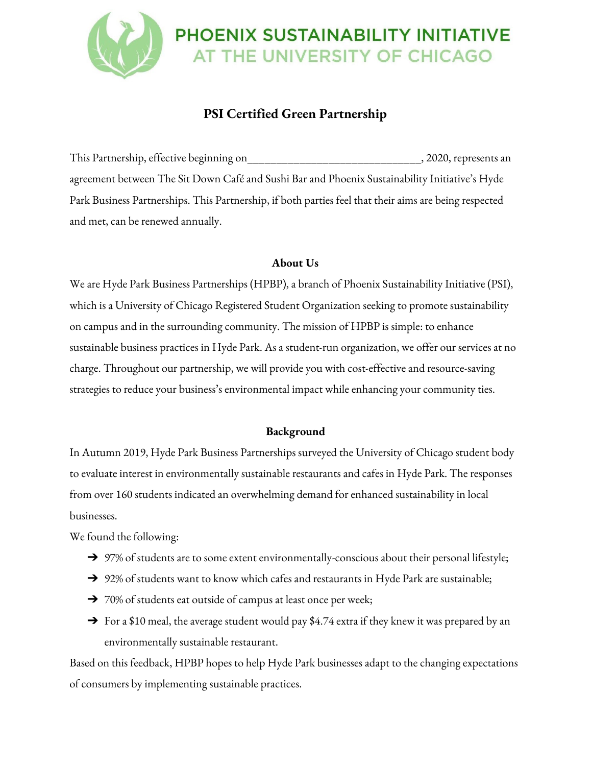PHOENIX SUSTAINABILITY INITIATIVE
AT THE UNIVERSITY OF CHICAGO

# PSI Certified Green Partnership

This Partnership, effective beginning on______________________________, 2020, represents an agreement between The Sit Down Café and Sushi Bar and Phoenix Sustainability Initiative's Hyde Park Business Partnerships. This Partnership, if both parties feel that their aims are being respected and met, can be renewed annually.

## About Us

We are Hyde Park Business Partnerships (HPBP), a branch of Phoenix Sustainability Initiative (PSI), which is a University of Chicago Registered Student Organization seeking to promote sustainability on campus and in the surrounding community. The mission of HPBP is simple: to enhance sustainable business practices in Hyde Park. As a student-run organization, we offer our services at no charge. Throughout our partnership, we will provide you with cost-effective and resource-saving strategies to reduce your business's environmental impact while enhancing your community ties.

## Background

In Autumn 2019, Hyde Park Business Partnerships surveyed the University of Chicago student body to evaluate interest in environmentally sustainable restaurants and cafes in Hyde Park. The responses from over 160 students indicated an overwhelming demand for enhanced sustainability in local businesses.

We found the following:

- 97% of students are to some extent environmentally-conscious about their personal lifestyle;
- 92% of students want to know which cafes and restaurants in Hyde Park are sustainable;
- 70% of students eat outside of campus at least once per week;
- For a $10 meal, the average student would pay $4.74 extra if they knew it was prepared by an environmentally sustainable restaurant.

Based on this feedback, HPBP hopes to help Hyde Park businesses adapt to the changing expectations of consumers by implementing sustainable practices.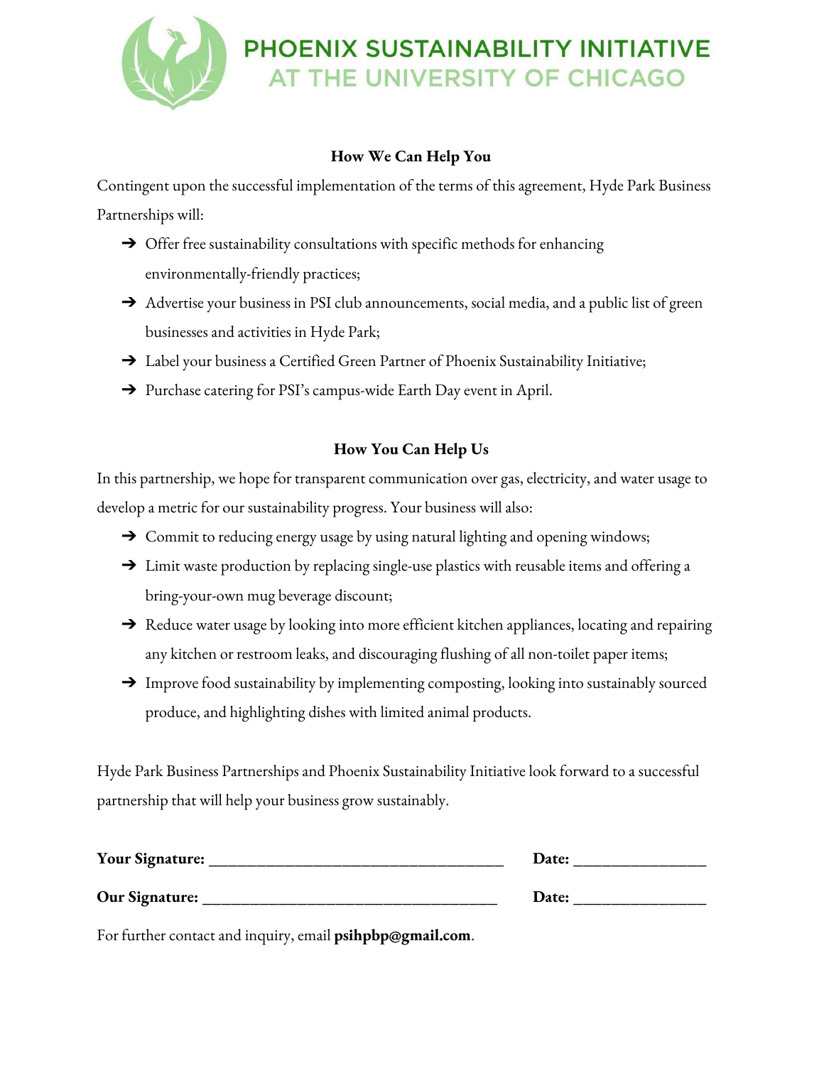PHOENIX SUSTAINABILITY INITIATIVE
AT THE UNIVERSITY OF CHICAGO

### How We Can Help You

Contingent upon the successful implementation of the terms of this agreement, Hyde Park Business Partnerships will:

- Offer free sustainability consultations with specific methods for enhancing environmentally-friendly practices;
- Advertise your business in PSI club announcements, social media, and a public list of green businesses and activities in Hyde Park;
- Label your business a Certified Green Partner of Phoenix Sustainability Initiative;
- Purchase catering for PSI's campus-wide Earth Day event in April.

### How You Can Help Us

In this partnership, we hope for transparent communication over gas, electricity, and water usage to develop a metric for our sustainability progress. Your business will also:

- Commit to reducing energy usage by using natural lighting and opening windows;
- Limit waste production by replacing single-use plastics with reusable items and offering a bring-your-own mug beverage discount;
- Reduce water usage by looking into more efficient kitchen appliances, locating and repairing any kitchen or restroom leaks, and discouraging flushing of all non-toilet paper items;
- Improve food sustainability by implementing composting, looking into sustainably sourced produce, and highlighting dishes with limited animal products.

Hyde Park Business Partnerships and Phoenix Sustainability Initiative look forward to a successful partnership that will help your business grow sustainably.

**Your Signature:** ___________________________________ **Date:** ________________

**Our Signature:** ___________________________________ **Date:** ________________

For further contact and inquiry, email **psihpbp@gmail.com**.